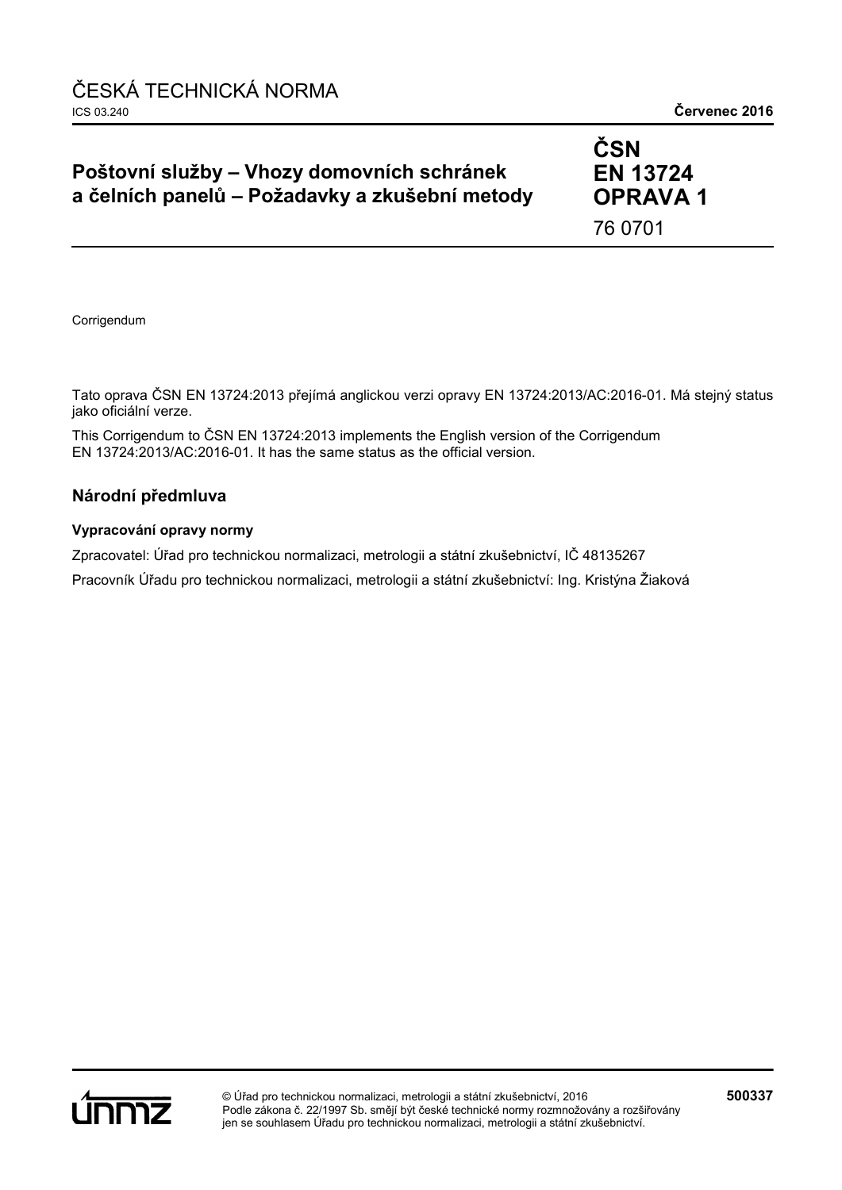ČESKÁ TECHNICKÁ NORMA

ICS 03.240 **Červenec 2016**

# Poštovní služby – Vhozy domovních schránek a čelních panelů – Požadavky a zkušební metody

**ČSN EN 13724 OPRAVA 1**

76 0701

Corrigendum

Tato oprava ČSN EN 13724:2013 přejímá anglickou verzi opravy EN 13724:2013/AC:2016-01. Má stejný status jako oficiální verze.

This Corrigendum to ČSN EN 13724:2013 implements the English version of the Corrigendum EN 13724:2013/AC:2016-01. It has the same status as the official version.

## Národní předmluva

### Vypracování opravy normy

Zpracovatel: Úřad pro technickou normalizaci, metrologii a státní zkušebnictví, IČ 48135267

Pracovník Úřadu pro technickou normalizaci, metrologii a státní zkušebnictví: Ing. Kristýna Žiaková

© Úřad pro technickou normalizaci, metrologii a státní zkušebnictví, 2016
Podle zákona č. 22/1997 Sb. smějí být české technické normy rozmnožovány a rozšiřovány jen se souhlasem Úřadu pro technickou normalizaci, metrologii a státní zkušebnictví.

**500337**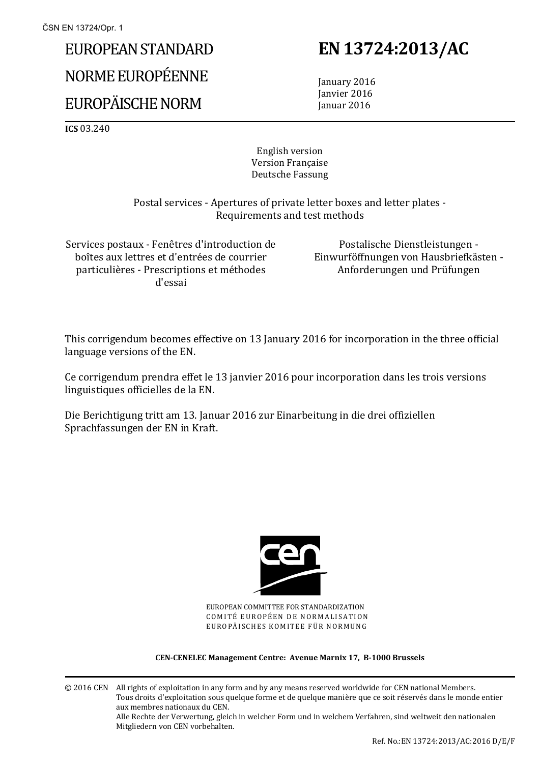# EUROPEAN STANDARD

# NORME EUROPÉENNE

# EUROPÄISCHE NORM

# EN 13724:2013/AC

January 2016
Janvier 2016
Januar 2016

**ICS** 03.240

English version
Version Française
Deutsche Fassung

Postal services - Apertures of private letter boxes and letter plates - Requirements and test methods

Services postaux - Fenêtres d'introduction de boîtes aux lettres et d'entrées de courrier particulières - Prescriptions et méthodes d'essai

Postalische Dienstleistungen - Einwurföffnungen von Hausbriefkästen - Anforderungen und Prüfungen

This corrigendum becomes effective on 13 January 2016 for incorporation in the three official language versions of the EN.

Ce corrigendum prendra effet le 13 janvier 2016 pour incorporation dans les trois versions linguistiques officielles de la EN.

Die Berichtigung tritt am 13. Januar 2016 zur Einarbeitung in die drei offiziellen Sprachfassungen der EN in Kraft.

EUROPEAN COMMITTEE FOR STANDARDIZATION
COMITÉ EUROPÉEN DE NORMALISATION
EUROPÄISCHES KOMITEE FÜR NORMUNG

**CEN-CENELEC Management Centre: Avenue Marnix 17, B-1000 Brussels**

© 2016 CEN All rights of exploitation in any form and by any means reserved worldwide for CEN national Members.
Tous droits d'exploitation sous quelque forme et de quelque manière que ce soit réservés dans le monde entier aux membres nationaux du CEN.
Alle Rechte der Verwertung, gleich in welcher Form und in welchem Verfahren, sind weltweit den nationalen Mitgliedern von CEN vorbehalten.

Ref. No.:EN 13724:2013/AC:2016 D/E/F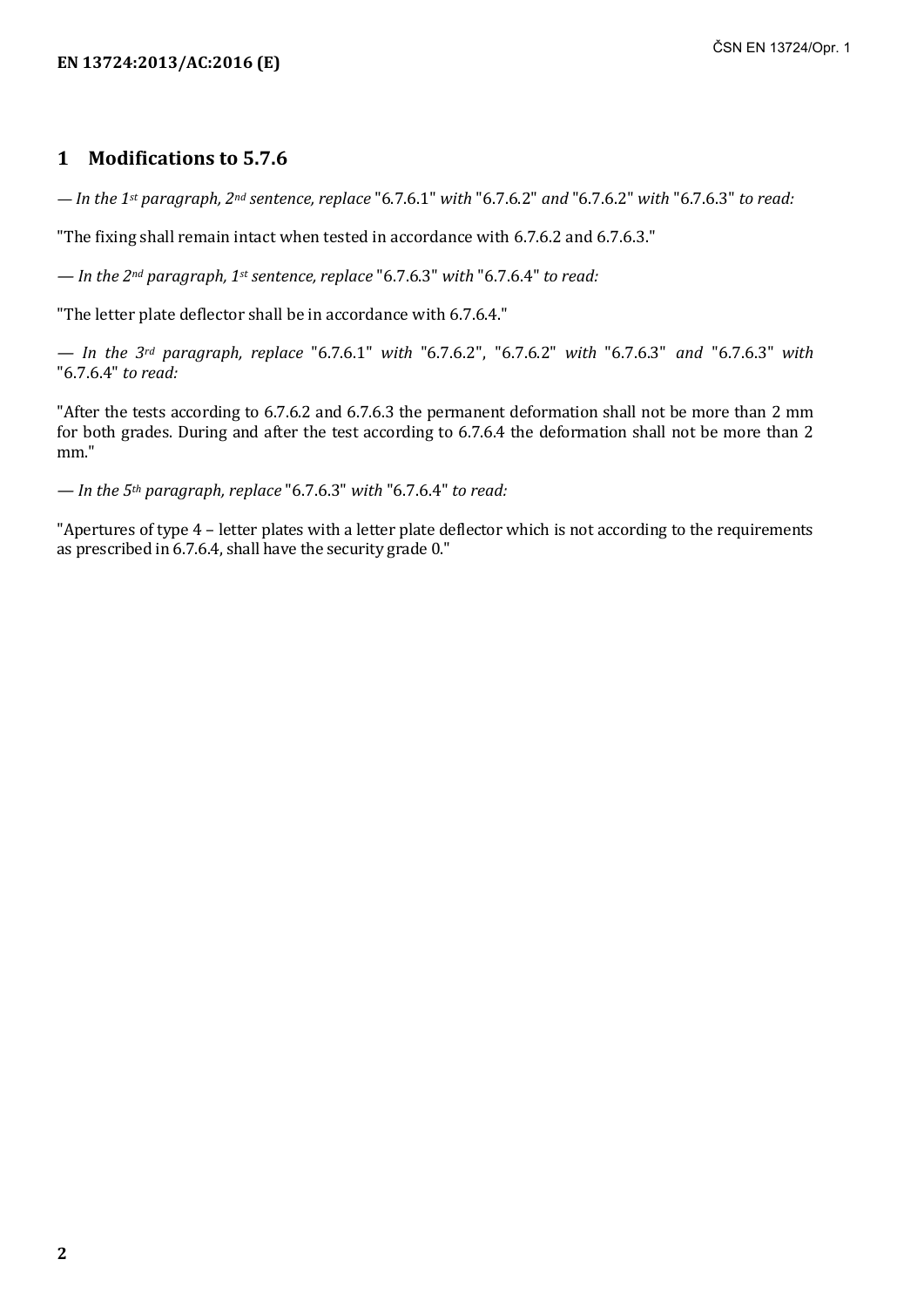## 1 Modifications to 5.7.6

*— In the 1st paragraph, 2nd sentence, replace* "6.7.6.1" *with* "6.7.6.2" *and* "6.7.6.2" *with* "6.7.6.3" *to read:*

"The fixing shall remain intact when tested in accordance with 6.7.6.2 and 6.7.6.3."

*— In the 2nd paragraph, 1st sentence, replace* "6.7.6.3" *with* "6.7.6.4" *to read:*

"The letter plate deflector shall be in accordance with 6.7.6.4."

*— In the 3rd paragraph, replace* "6.7.6.1" *with* "6.7.6.2", "6.7.6.2" *with* "6.7.6.3" *and* "6.7.6.3" *with* "6.7.6.4" *to read:*

"After the tests according to 6.7.6.2 and 6.7.6.3 the permanent deformation shall not be more than 2 mm for both grades. During and after the test according to 6.7.6.4 the deformation shall not be more than 2 mm."

*— In the 5th paragraph, replace* "6.7.6.3" *with* "6.7.6.4" *to read:*

"Apertures of type 4 – letter plates with a letter plate deflector which is not according to the requirements as prescribed in 6.7.6.4, shall have the security grade 0."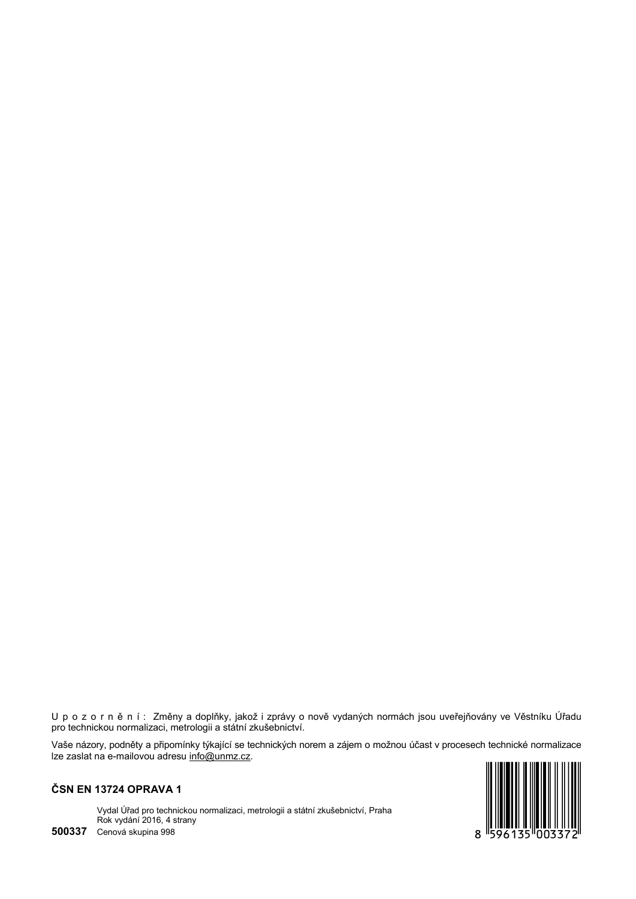U p o z o r n ě n í : Změny a doplňky, jakož i zprávy o nově vydaných normách jsou uveřejňovány ve Věstníku Úřadu pro technickou normalizaci, metrologii a státní zkušebnictví.

Vaše názory, podněty a připomínky týkající se technických norem a zájem o možnou účast v procesech technické normalizace lze zaslat na e-mailovou adresu info@unmz.cz.

**ČSN EN 13724 OPRAVA 1**

Vydal Úřad pro technickou normalizaci, metrologii a státní zkušebnictví, Praha
Rok vydání 2016, 4 strany

**500337** Cenová skupina 998

8 596135 003372